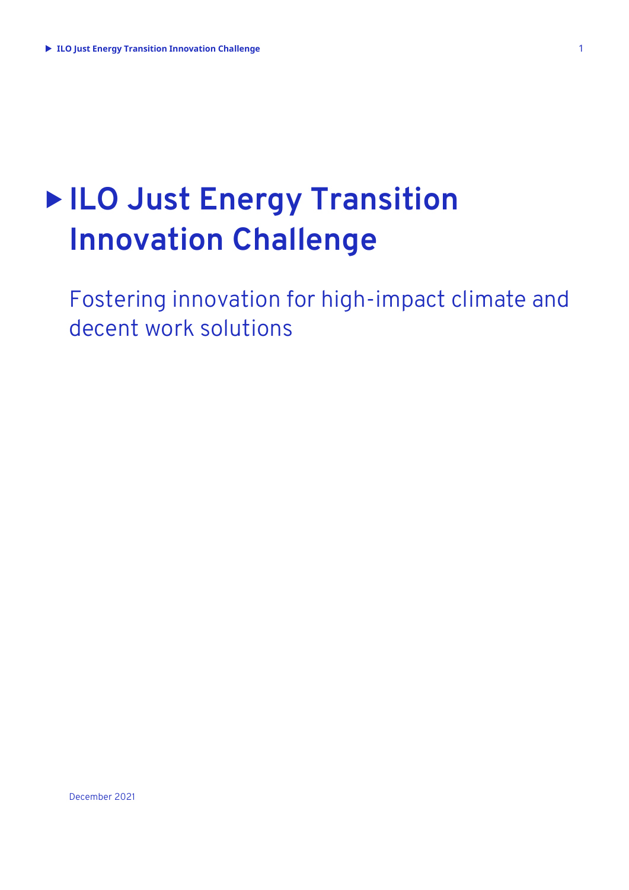# ILO Just Energy Transition Innovation Challenge

Fostering innovation for high-impact climate and decent work solutions

December 2021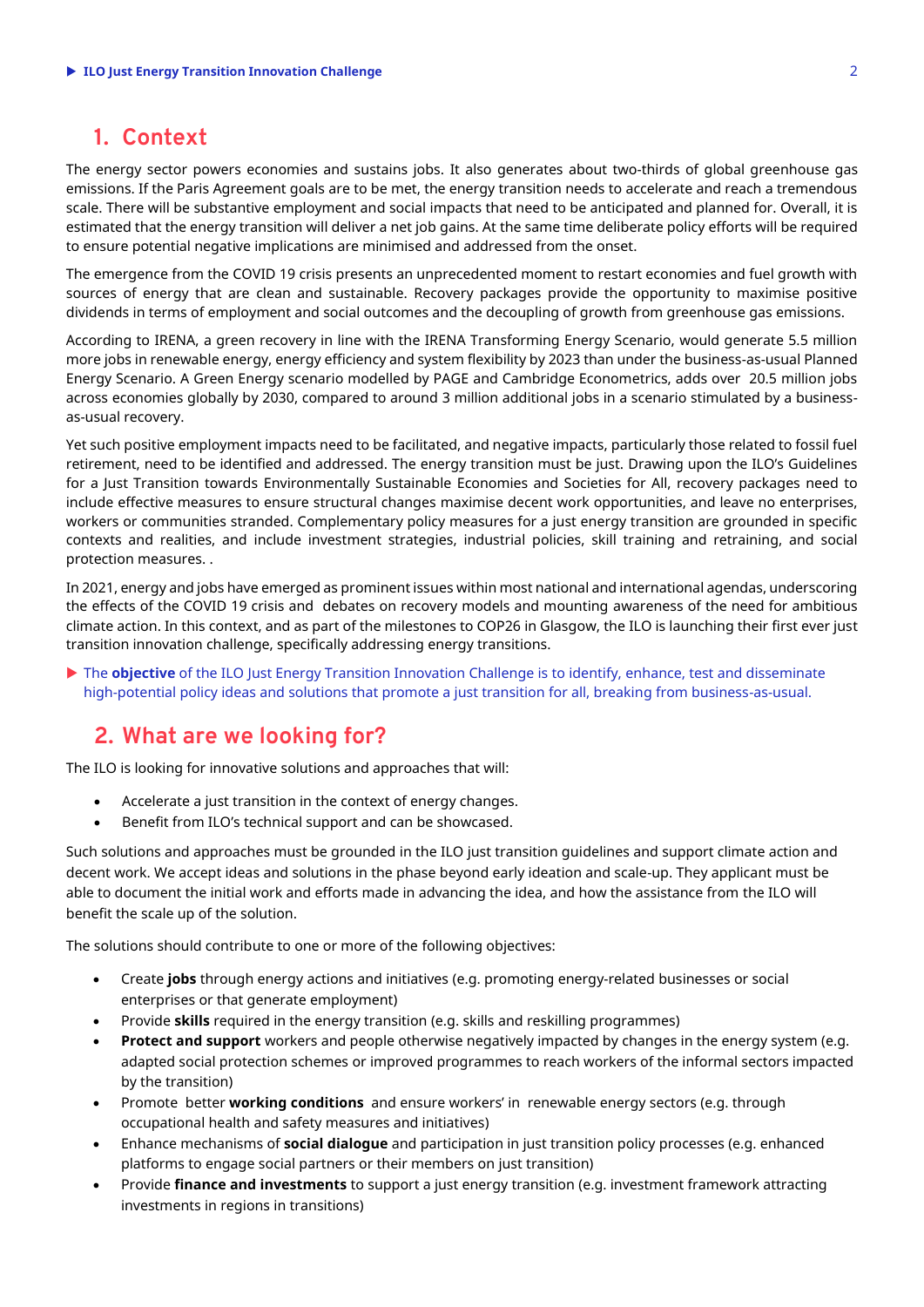## 1. Context

The energy sector powers economies and sustains jobs. It also generates about two-thirds of global greenhouse gas emissions. If the Paris Agreement goals are to be met, the energy transition needs to accelerate and reach a tremendous scale. There will be substantive employment and social impacts that need to be anticipated and planned for. Overall, it is estimated that the energy transition will deliver a net job gains. At the same time deliberate policy efforts will be required to ensure potential negative implications are minimised and addressed from the onset.

The emergence from the COVID 19 crisis presents an unprecedented moment to restart economies and fuel growth with sources of energy that are clean and sustainable. Recovery packages provide the opportunity to maximise positive dividends in terms of employment and social outcomes and the decoupling of growth from greenhouse gas emissions.

According to IRENA, a green recovery in line with the IRENA Transforming Energy Scenario, would generate 5.5 million more jobs in renewable energy, energy efficiency and system flexibility by 2023 than under the business-as-usual Planned Energy Scenario. A Green Energy scenario modelled by PAGE and Cambridge Econometrics, adds over 20.5 million jobs across economies globally by 2030, compared to around 3 million additional jobs in a scenario stimulated by a business-as-usual recovery.

Yet such positive employment impacts need to be facilitated, and negative impacts, particularly those related to fossil fuel retirement, need to be identified and addressed. The energy transition must be just. Drawing upon the ILO's Guidelines for a Just Transition towards Environmentally Sustainable Economies and Societies for All, recovery packages need to include effective measures to ensure structural changes maximise decent work opportunities, and leave no enterprises, workers or communities stranded. Complementary policy measures for a just energy transition are grounded in specific contexts and realities, and include investment strategies, industrial policies, skill training and retraining, and social protection measures. .

In 2021, energy and jobs have emerged as prominent issues within most national and international agendas, underscoring the effects of the COVID 19 crisis and debates on recovery models and mounting awareness of the need for ambitious climate action. In this context, and as part of the milestones to COP26 in Glasgow, the ILO is launching their first ever just transition innovation challenge, specifically addressing energy transitions.

▶ The **objective** of the ILO Just Energy Transition Innovation Challenge is to identify, enhance, test and disseminate high-potential policy ideas and solutions that promote a just transition for all, breaking from business-as-usual.

## 2. What are we looking for?

The ILO is looking for innovative solutions and approaches that will:

- Accelerate a just transition in the context of energy changes.
- Benefit from ILO's technical support and can be showcased.

Such solutions and approaches must be grounded in the ILO just transition guidelines and support climate action and decent work. We accept ideas and solutions in the phase beyond early ideation and scale-up. They applicant must be able to document the initial work and efforts made in advancing the idea, and how the assistance from the ILO will benefit the scale up of the solution.

The solutions should contribute to one or more of the following objectives:

- Create **jobs** through energy actions and initiatives (e.g. promoting energy-related businesses or social enterprises or that generate employment)
- Provide **skills** required in the energy transition (e.g. skills and reskilling programmes)
- **Protect and support** workers and people otherwise negatively impacted by changes in the energy system (e.g. adapted social protection schemes or improved programmes to reach workers of the informal sectors impacted by the transition)
- Promote better **working conditions** and ensure workers' in renewable energy sectors (e.g. through occupational health and safety measures and initiatives)
- Enhance mechanisms of **social dialogue** and participation in just transition policy processes (e.g. enhanced platforms to engage social partners or their members on just transition)
- Provide **finance and investments** to support a just energy transition (e.g. investment framework attracting investments in regions in transitions)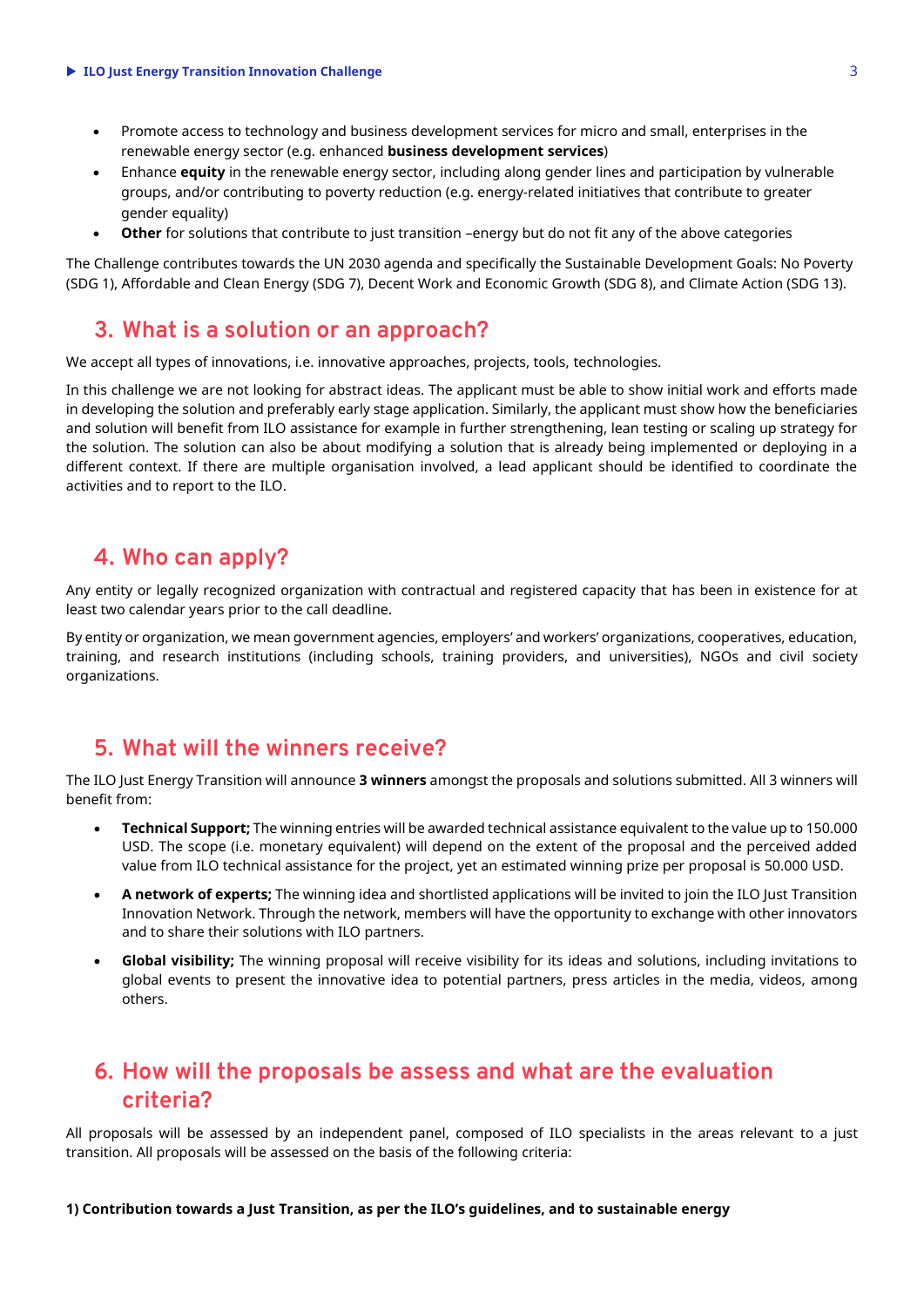- Promote access to technology and business development services for micro and small, enterprises in the renewable energy sector (e.g. enhanced **business development services**)
- Enhance **equity** in the renewable energy sector, including along gender lines and participation by vulnerable groups, and/or contributing to poverty reduction (e.g. energy-related initiatives that contribute to greater gender equality)
- **Other** for solutions that contribute to just transition –energy but do not fit any of the above categories

The Challenge contributes towards the UN 2030 agenda and specifically the Sustainable Development Goals: No Poverty (SDG 1), Affordable and Clean Energy (SDG 7), Decent Work and Economic Growth (SDG 8), and Climate Action (SDG 13).

## 3. What is a solution or an approach?

We accept all types of innovations, i.e. innovative approaches, projects, tools, technologies.

In this challenge we are not looking for abstract ideas. The applicant must be able to show initial work and efforts made in developing the solution and preferably early stage application. Similarly, the applicant must show how the beneficiaries and solution will benefit from ILO assistance for example in further strengthening, lean testing or scaling up strategy for the solution. The solution can also be about modifying a solution that is already being implemented or deploying in a different context. If there are multiple organisation involved, a lead applicant should be identified to coordinate the activities and to report to the ILO.

## 4. Who can apply?

Any entity or legally recognized organization with contractual and registered capacity that has been in existence for at least two calendar years prior to the call deadline.

By entity or organization, we mean government agencies, employers' and workers' organizations, cooperatives, education, training, and research institutions (including schools, training providers, and universities), NGOs and civil society organizations.

## 5. What will the winners receive?

The ILO Just Energy Transition will announce **3 winners** amongst the proposals and solutions submitted. All 3 winners will benefit from:

- **Technical Support;** The winning entries will be awarded technical assistance equivalent to the value up to 150.000 USD. The scope (i.e. monetary equivalent) will depend on the extent of the proposal and the perceived added value from ILO technical assistance for the project, yet an estimated winning prize per proposal is 50.000 USD.
- **A network of experts;** The winning idea and shortlisted applications will be invited to join the ILO Just Transition Innovation Network. Through the network, members will have the opportunity to exchange with other innovators and to share their solutions with ILO partners.
- **Global visibility;** The winning proposal will receive visibility for its ideas and solutions, including invitations to global events to present the innovative idea to potential partners, press articles in the media, videos, among others.

## 6. How will the proposals be assess and what are the evaluation criteria?

All proposals will be assessed by an independent panel, composed of ILO specialists in the areas relevant to a just transition. All proposals will be assessed on the basis of the following criteria:

**1) Contribution towards a Just Transition, as per the ILO's guidelines, and to sustainable energy**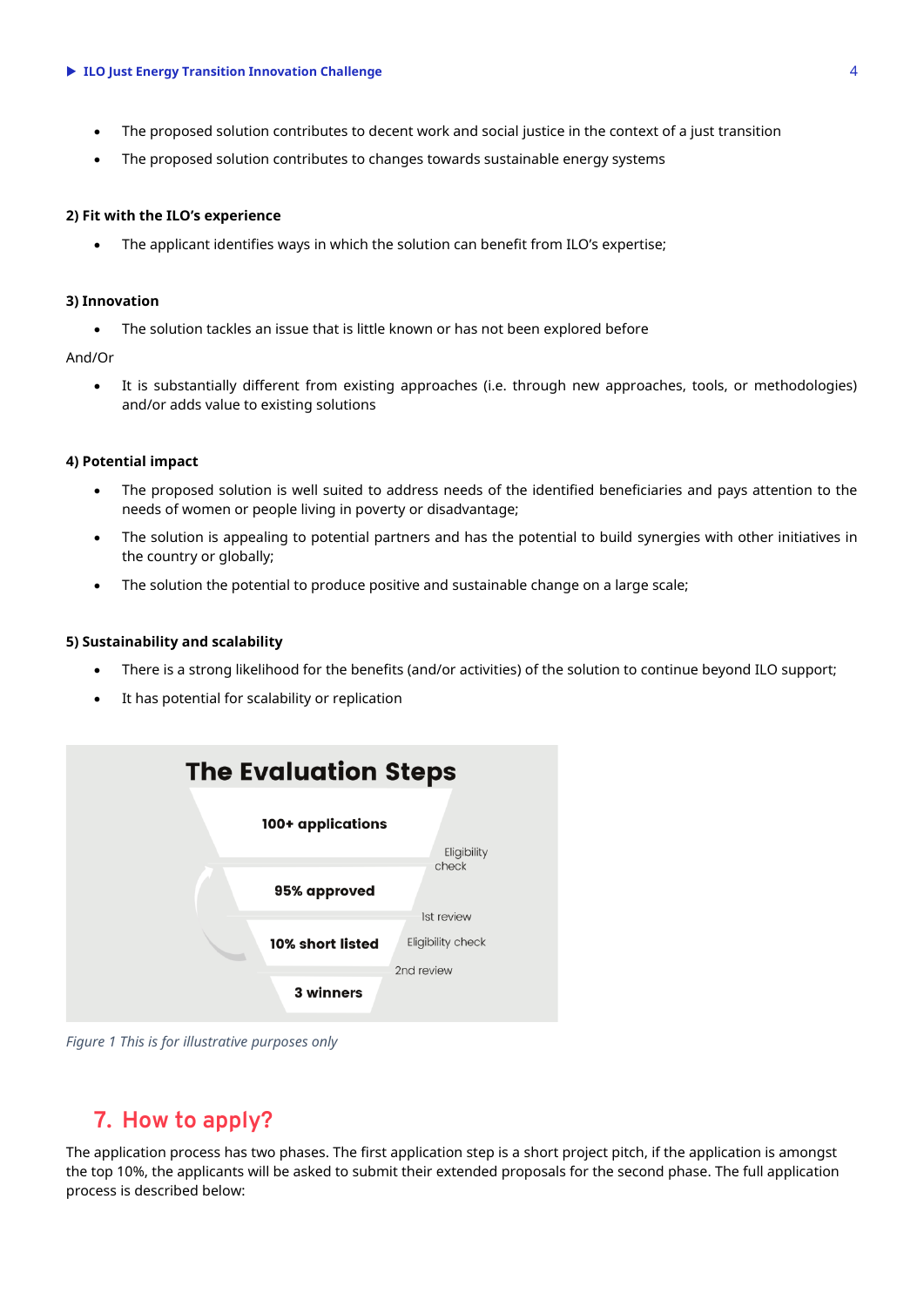- The proposed solution contributes to decent work and social justice in the context of a just transition
- The proposed solution contributes to changes towards sustainable energy systems

**2) Fit with the ILO's experience**

- The applicant identifies ways in which the solution can benefit from ILO's expertise;

**3) Innovation**

- The solution tackles an issue that is little known or has not been explored before

And/Or

- It is substantially different from existing approaches (i.e. through new approaches, tools, or methodologies) and/or adds value to existing solutions

**4) Potential impact**

- The proposed solution is well suited to address needs of the identified beneficiaries and pays attention to the needs of women or people living in poverty or disadvantage;
- The solution is appealing to potential partners and has the potential to build synergies with other initiatives in the country or globally;
- The solution the potential to produce positive and sustainable change on a large scale;

**5) Sustainability and scalability**

- There is a strong likelihood for the benefits (and/or activities) of the solution to continue beyond ILO support;
- It has potential for scalability or replication

**The Evaluation Steps**

- 100+ applications
- Eligibility check
- 95% approved
- Ist review
- Eligibility check
- 10% short listed
- 2nd review
- 3 winners

*Figure 1 This is for illustrative purposes only*

## 7. How to apply?

The application process has two phases. The first application step is a short project pitch, if the application is amongst the top 10%, the applicants will be asked to submit their extended proposals for the second phase. The full application process is described below: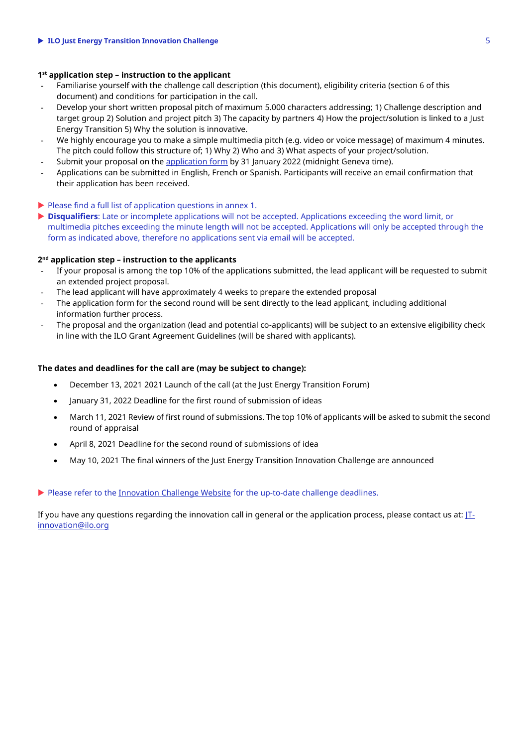### 1st application step – instruction to the applicant

- Familiarise yourself with the challenge call description (this document), eligibility criteria (section 6 of this document) and conditions for participation in the call.
- Develop your short written proposal pitch of maximum 5.000 characters addressing; 1) Challenge description and target group 2) Solution and project pitch 3) The capacity by partners 4) How the project/solution is linked to a Just Energy Transition 5) Why the solution is innovative.
- We highly encourage you to make a simple multimedia pitch (e.g. video or voice message) of maximum 4 minutes. The pitch could follow this structure of; 1) Why 2) Who and 3) What aspects of your project/solution.
- Submit your proposal on the application form by 31 January 2022 (midnight Geneva time).
- Applications can be submitted in English, French or Spanish. Participants will receive an email confirmation that their application has been received.

▶ Please find a full list of application questions in annex 1.

▶ **Disqualifiers**: Late or incomplete applications will not be accepted. Applications exceeding the word limit, or multimedia pitches exceeding the minute length will not be accepted. Applications will only be accepted through the form as indicated above, therefore no applications sent via email will be accepted.

### 2nd application step – instruction to the applicants

- If your proposal is among the top 10% of the applications submitted, the lead applicant will be requested to submit an extended project proposal.
- The lead applicant will have approximately 4 weeks to prepare the extended proposal
- The application form for the second round will be sent directly to the lead applicant, including additional information further process.
- The proposal and the organization (lead and potential co-applicants) will be subject to an extensive eligibility check in line with the ILO Grant Agreement Guidelines (will be shared with applicants).

**The dates and deadlines for the call are (may be subject to change):**

- December 13, 2021 2021 Launch of the call (at the Just Energy Transition Forum)
- January 31, 2022 Deadline for the first round of submission of ideas
- March 11, 2021 Review of first round of submissions. The top 10% of applicants will be asked to submit the second round of appraisal
- April 8, 2021 Deadline for the second round of submissions of idea
- May 10, 2021 The final winners of the Just Energy Transition Innovation Challenge are announced

▶ Please refer to the Innovation Challenge Website for the up-to-date challenge deadlines.

If you have any questions regarding the innovation call in general or the application process, please contact us at: JT-innovation@ilo.org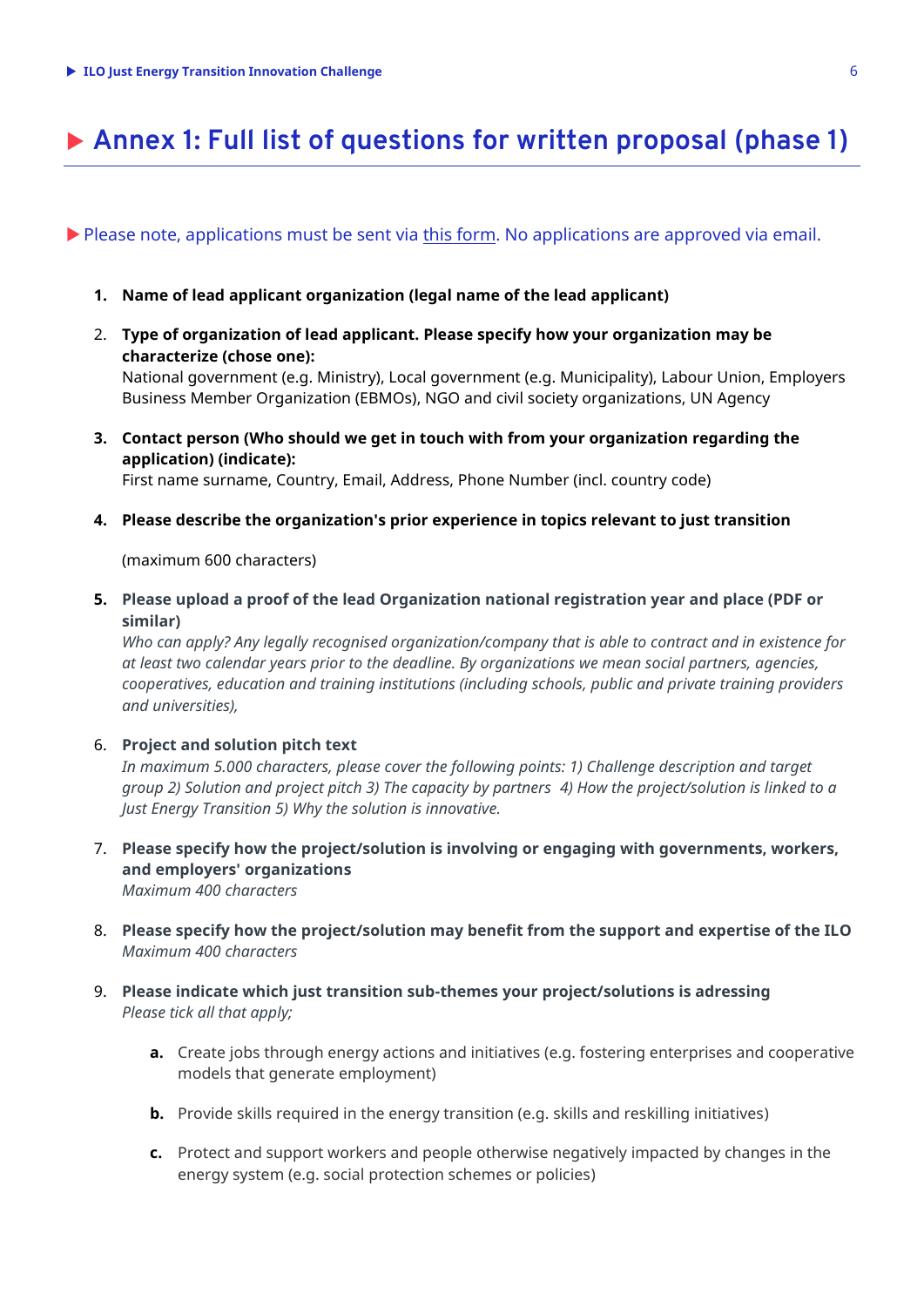# Annex 1: Full list of questions for written proposal (phase 1)

Please note, applications must be sent via this form. No applications are approved via email.

1. **Name of lead applicant organization (legal name of the lead applicant)**

2. **Type of organization of lead applicant. Please specify how your organization may be characterize (chose one):**
   National government (e.g. Ministry), Local government (e.g. Municipality), Labour Union, Employers Business Member Organization (EBMOs), NGO and civil society organizations, UN Agency

3. **Contact person (Who should we get in touch with from your organization regarding the application) (indicate):**
   First name surname, Country, Email, Address, Phone Number (incl. country code)

4. **Please describe the organization's prior experience in topics relevant to just transition**

   (maximum 600 characters)

5. **Please upload a proof of the lead Organization national registration year and place (PDF or similar)**
   *Who can apply? Any legally recognised organization/company that is able to contract and in existence for at least two calendar years prior to the deadline. By organizations we mean social partners, agencies, cooperatives, education and training institutions (including schools, public and private training providers and universities),*

6. **Project and solution pitch text**
   *In maximum 5.000 characters, please cover the following points: 1) Challenge description and target group 2) Solution and project pitch 3) The capacity by partners 4) How the project/solution is linked to a Just Energy Transition 5) Why the solution is innovative.*

7. **Please specify how the project/solution is involving or engaging with governments, workers, and employers' organizations**
   *Maximum 400 characters*

8. **Please specify how the project/solution may benefit from the support and expertise of the ILO**
   *Maximum 400 characters*

9. **Please indicate which just transition sub-themes your project/solutions is adressing**
   *Please tick all that apply;*

   **a.** Create jobs through energy actions and initiatives (e.g. fostering enterprises and cooperative models that generate employment)

   **b.** Provide skills required in the energy transition (e.g. skills and reskilling initiatives)

   **c.** Protect and support workers and people otherwise negatively impacted by changes in the energy system (e.g. social protection schemes or policies)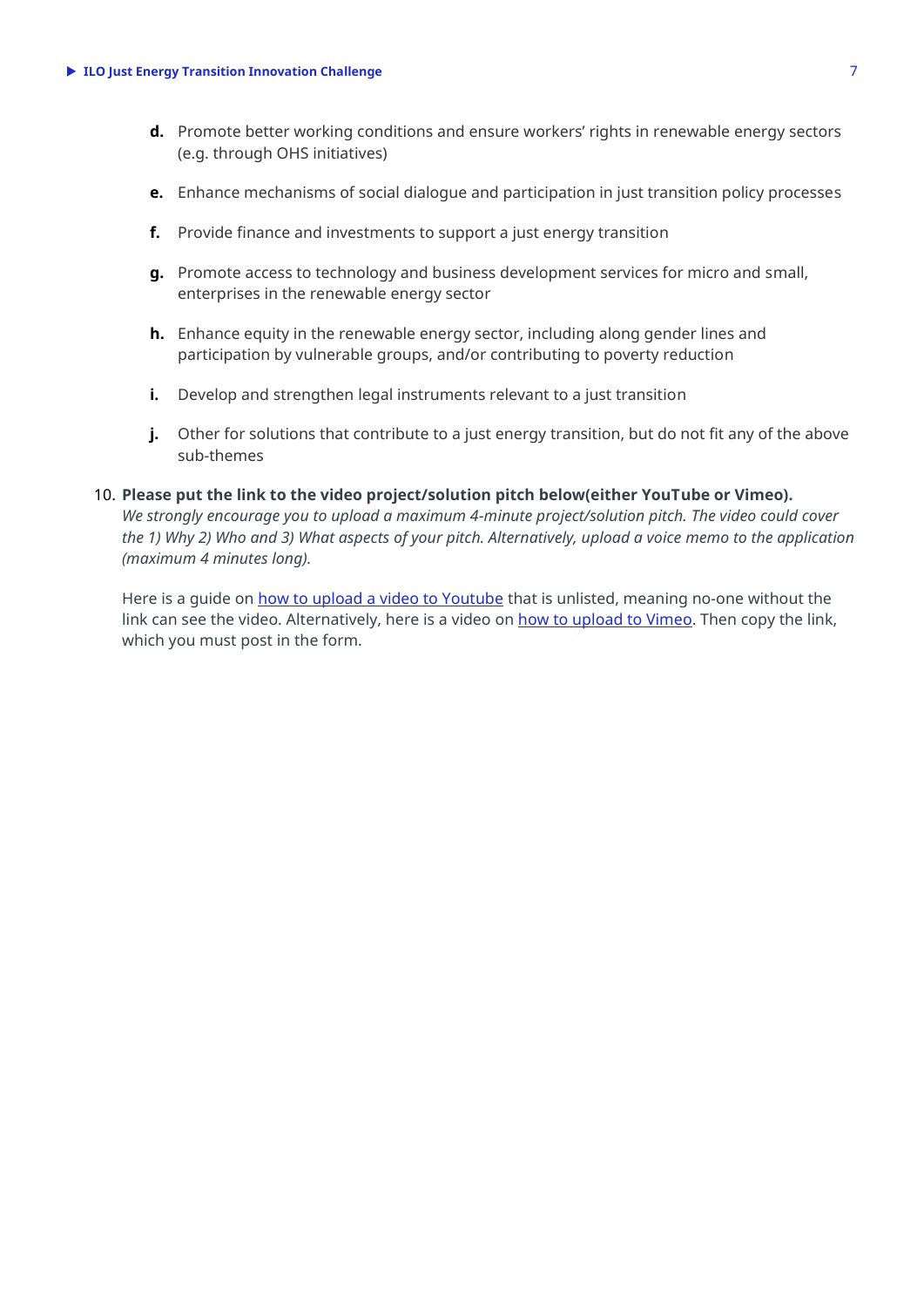- **d.** Promote better working conditions and ensure workers' rights in renewable energy sectors (e.g. through OHS initiatives)
- **e.** Enhance mechanisms of social dialogue and participation in just transition policy processes
- **f.** Provide finance and investments to support a just energy transition
- **g.** Promote access to technology and business development services for micro and small, enterprises in the renewable energy sector
- **h.** Enhance equity in the renewable energy sector, including along gender lines and participation by vulnerable groups, and/or contributing to poverty reduction
- **i.** Develop and strengthen legal instruments relevant to a just transition
- **j.** Other for solutions that contribute to a just energy transition, but do not fit any of the above sub-themes

10. **Please put the link to the video project/solution pitch below(either YouTube or Vimeo).**
    *We strongly encourage you to upload a maximum 4-minute project/solution pitch. The video could cover the 1) Why 2) Who and 3) What aspects of your pitch. Alternatively, upload a voice memo to the application (maximum 4 minutes long).*

    Here is a guide on how to upload a video to Youtube that is unlisted, meaning no-one without the link can see the video. Alternatively, here is a video on how to upload to Vimeo. Then copy the link, which you must post in the form.